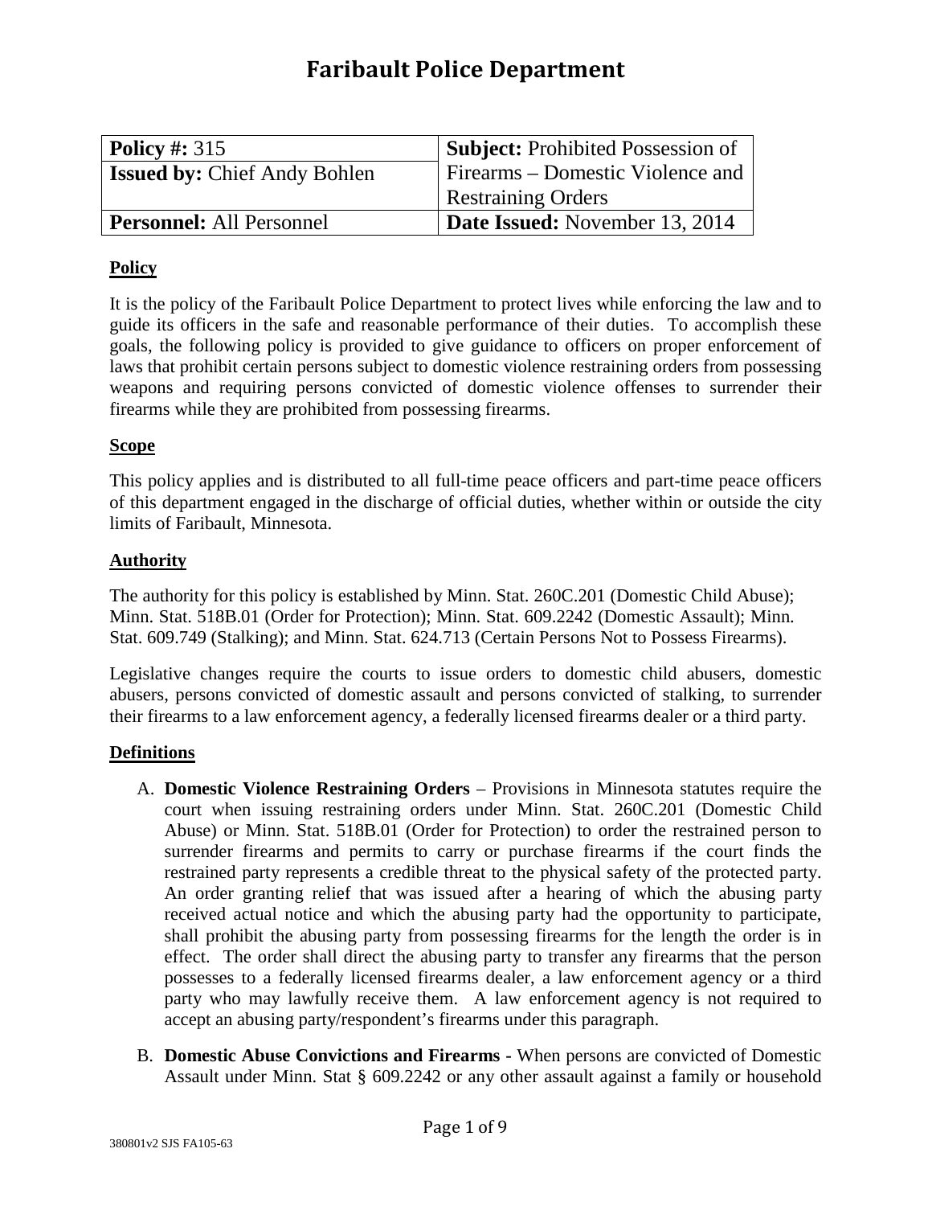# Faribault Police Department

| **Policy #:** 315 | **Subject:** Prohibited Possession of Firearms – Domestic Violence and Restraining Orders |
|---|---|
| **Issued by:** Chief Andy Bohlen | |
| **Personnel:** All Personnel | **Date Issued:** November 13, 2014 |

## Policy

It is the policy of the Faribault Police Department to protect lives while enforcing the law and to guide its officers in the safe and reasonable performance of their duties. To accomplish these goals, the following policy is provided to give guidance to officers on proper enforcement of laws that prohibit certain persons subject to domestic violence restraining orders from possessing weapons and requiring persons convicted of domestic violence offenses to surrender their firearms while they are prohibited from possessing firearms.

## Scope

This policy applies and is distributed to all full-time peace officers and part-time peace officers of this department engaged in the discharge of official duties, whether within or outside the city limits of Faribault, Minnesota.

## Authority

The authority for this policy is established by Minn. Stat. 260C.201 (Domestic Child Abuse); Minn. Stat. 518B.01 (Order for Protection); Minn. Stat. 609.2242 (Domestic Assault); Minn. Stat. 609.749 (Stalking); and Minn. Stat. 624.713 (Certain Persons Not to Possess Firearms).

Legislative changes require the courts to issue orders to domestic child abusers, domestic abusers, persons convicted of domestic assault and persons convicted of stalking, to surrender their firearms to a law enforcement agency, a federally licensed firearms dealer or a third party.

## Definitions

A. **Domestic Violence Restraining Orders** – Provisions in Minnesota statutes require the court when issuing restraining orders under Minn. Stat. 260C.201 (Domestic Child Abuse) or Minn. Stat. 518B.01 (Order for Protection) to order the restrained person to surrender firearms and permits to carry or purchase firearms if the court finds the restrained party represents a credible threat to the physical safety of the protected party. An order granting relief that was issued after a hearing of which the abusing party received actual notice and which the abusing party had the opportunity to participate, shall prohibit the abusing party from possessing firearms for the length the order is in effect. The order shall direct the abusing party to transfer any firearms that the person possesses to a federally licensed firearms dealer, a law enforcement agency or a third party who may lawfully receive them. A law enforcement agency is not required to accept an abusing party/respondent's firearms under this paragraph.

B. **Domestic Abuse Convictions and Firearms -** When persons are convicted of Domestic Assault under Minn. Stat § 609.2242 or any other assault against a family or household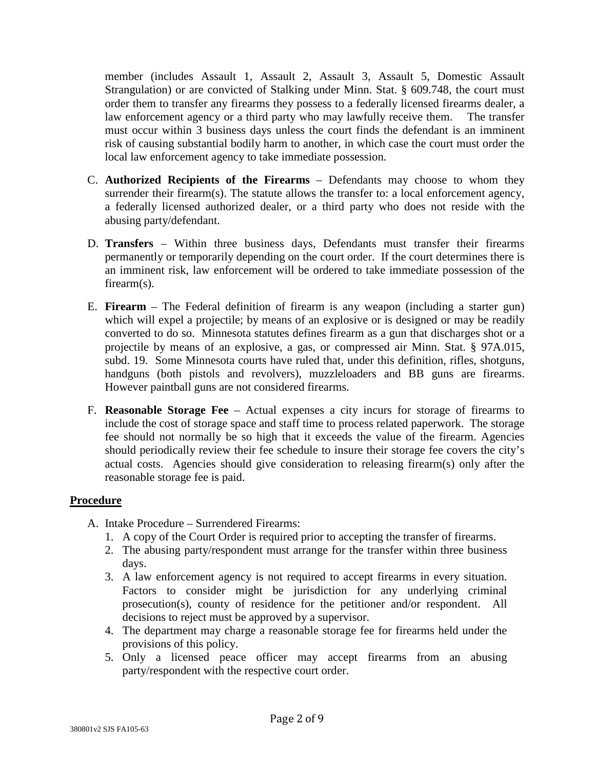member (includes Assault 1, Assault 2, Assault 3, Assault 5, Domestic Assault Strangulation) or are convicted of Stalking under Minn. Stat. § 609.748, the court must order them to transfer any firearms they possess to a federally licensed firearms dealer, a law enforcement agency or a third party who may lawfully receive them. The transfer must occur within 3 business days unless the court finds the defendant is an imminent risk of causing substantial bodily harm to another, in which case the court must order the local law enforcement agency to take immediate possession.

C. **Authorized Recipients of the Firearms** – Defendants may choose to whom they surrender their firearm(s). The statute allows the transfer to: a local enforcement agency, a federally licensed authorized dealer, or a third party who does not reside with the abusing party/defendant.

D. **Transfers** – Within three business days, Defendants must transfer their firearms permanently or temporarily depending on the court order. If the court determines there is an imminent risk, law enforcement will be ordered to take immediate possession of the firearm(s).

E. **Firearm** – The Federal definition of firearm is any weapon (including a starter gun) which will expel a projectile; by means of an explosive or is designed or may be readily converted to do so. Minnesota statutes defines firearm as a gun that discharges shot or a projectile by means of an explosive, a gas, or compressed air Minn. Stat. § 97A.015, subd. 19. Some Minnesota courts have ruled that, under this definition, rifles, shotguns, handguns (both pistols and revolvers), muzzleloaders and BB guns are firearms. However paintball guns are not considered firearms.

F. **Reasonable Storage Fee** – Actual expenses a city incurs for storage of firearms to include the cost of storage space and staff time to process related paperwork. The storage fee should not normally be so high that it exceeds the value of the firearm. Agencies should periodically review their fee schedule to insure their storage fee covers the city's actual costs. Agencies should give consideration to releasing firearm(s) only after the reasonable storage fee is paid.

## Procedure

A. Intake Procedure – Surrendered Firearms:
   1. A copy of the Court Order is required prior to accepting the transfer of firearms.
   2. The abusing party/respondent must arrange for the transfer within three business days.
   3. A law enforcement agency is not required to accept firearms in every situation. Factors to consider might be jurisdiction for any underlying criminal prosecution(s), county of residence for the petitioner and/or respondent. All decisions to reject must be approved by a supervisor.
   4. The department may charge a reasonable storage fee for firearms held under the provisions of this policy.
   5. Only a licensed peace officer may accept firearms from an abusing party/respondent with the respective court order.

380801v2 SJS FA105-63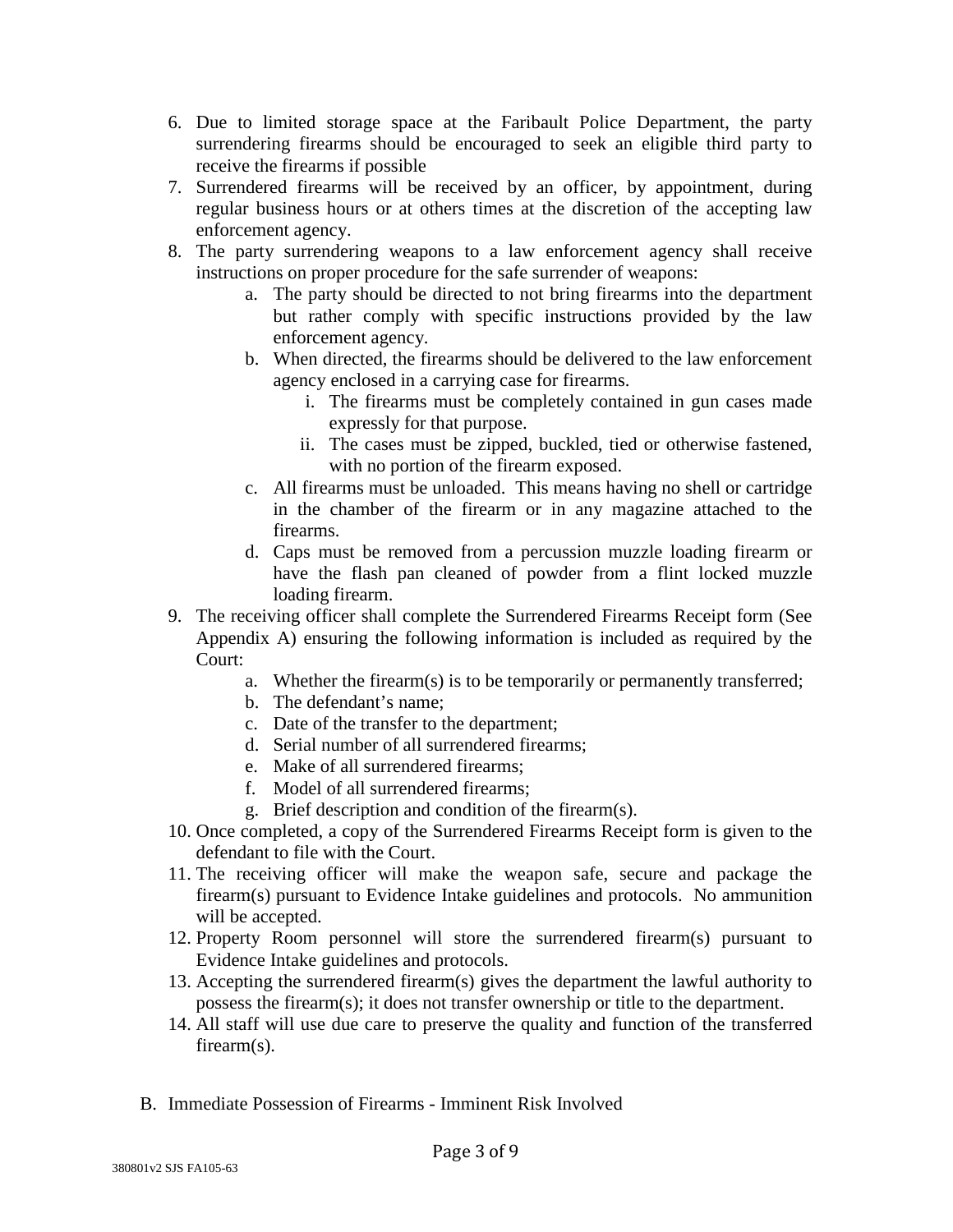6. Due to limited storage space at the Faribault Police Department, the party surrendering firearms should be encouraged to seek an eligible third party to receive the firearms if possible
7. Surrendered firearms will be received by an officer, by appointment, during regular business hours or at others times at the discretion of the accepting law enforcement agency.
8. The party surrendering weapons to a law enforcement agency shall receive instructions on proper procedure for the safe surrender of weapons:
    a. The party should be directed to not bring firearms into the department but rather comply with specific instructions provided by the law enforcement agency.
    b. When directed, the firearms should be delivered to the law enforcement agency enclosed in a carrying case for firearms.
        i. The firearms must be completely contained in gun cases made expressly for that purpose.
        ii. The cases must be zipped, buckled, tied or otherwise fastened, with no portion of the firearm exposed.
    c. All firearms must be unloaded. This means having no shell or cartridge in the chamber of the firearm or in any magazine attached to the firearms.
    d. Caps must be removed from a percussion muzzle loading firearm or have the flash pan cleaned of powder from a flint locked muzzle loading firearm.
9. The receiving officer shall complete the Surrendered Firearms Receipt form (See Appendix A) ensuring the following information is included as required by the Court:
    a. Whether the firearm(s) is to be temporarily or permanently transferred;
    b. The defendant's name;
    c. Date of the transfer to the department;
    d. Serial number of all surrendered firearms;
    e. Make of all surrendered firearms;
    f. Model of all surrendered firearms;
    g. Brief description and condition of the firearm(s).
10. Once completed, a copy of the Surrendered Firearms Receipt form is given to the defendant to file with the Court.
11. The receiving officer will make the weapon safe, secure and package the firearm(s) pursuant to Evidence Intake guidelines and protocols. No ammunition will be accepted.
12. Property Room personnel will store the surrendered firearm(s) pursuant to Evidence Intake guidelines and protocols.
13. Accepting the surrendered firearm(s) gives the department the lawful authority to possess the firearm(s); it does not transfer ownership or title to the department.
14. All staff will use due care to preserve the quality and function of the transferred firearm(s).

B. Immediate Possession of Firearms - Imminent Risk Involved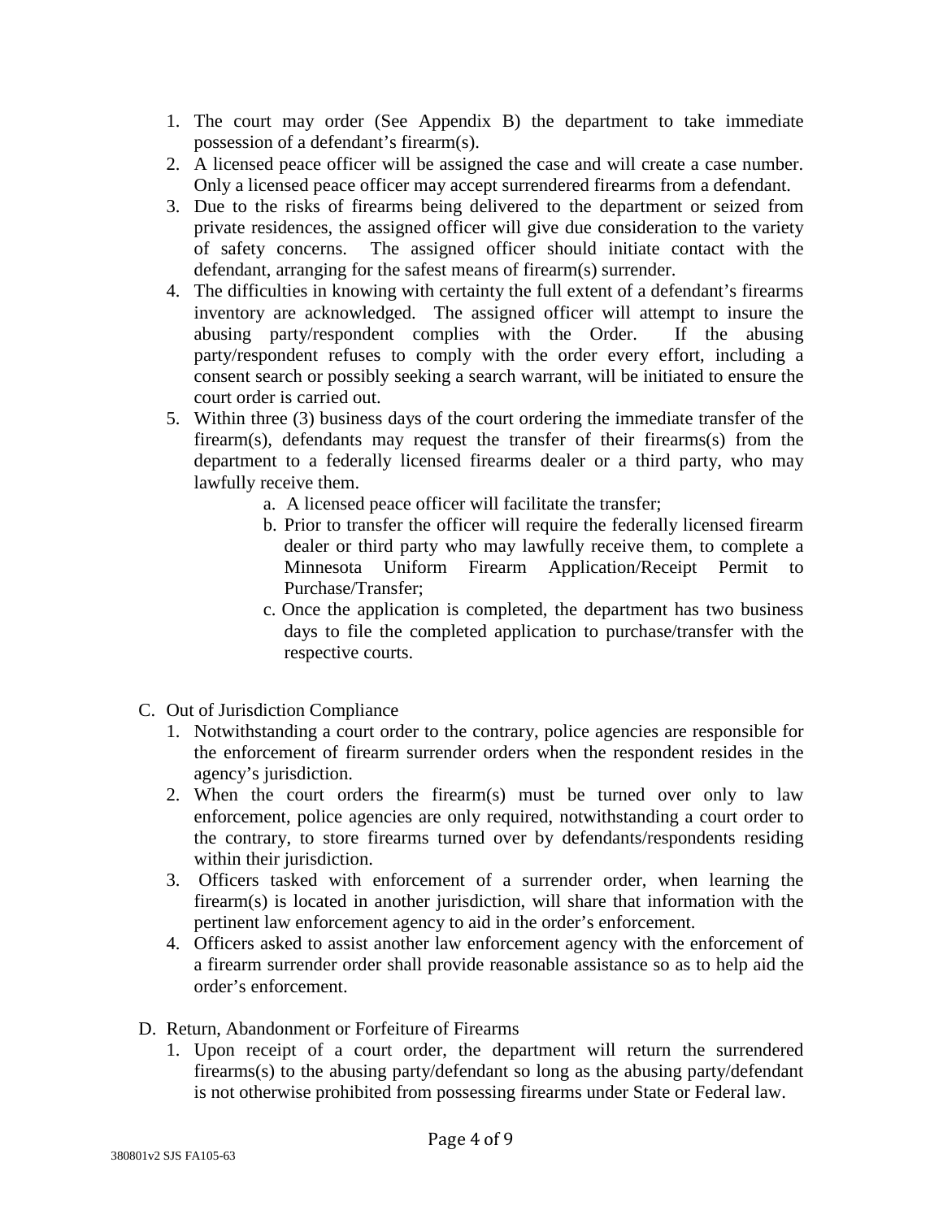1. The court may order (See Appendix B) the department to take immediate possession of a defendant's firearm(s).
2. A licensed peace officer will be assigned the case and will create a case number. Only a licensed peace officer may accept surrendered firearms from a defendant.
3. Due to the risks of firearms being delivered to the department or seized from private residences, the assigned officer will give due consideration to the variety of safety concerns. The assigned officer should initiate contact with the defendant, arranging for the safest means of firearm(s) surrender.
4. The difficulties in knowing with certainty the full extent of a defendant's firearms inventory are acknowledged. The assigned officer will attempt to insure the abusing party/respondent complies with the Order. If the abusing party/respondent refuses to comply with the order every effort, including a consent search or possibly seeking a search warrant, will be initiated to ensure the court order is carried out.
5. Within three (3) business days of the court ordering the immediate transfer of the firearm(s), defendants may request the transfer of their firearms(s) from the department to a federally licensed firearms dealer or a third party, who may lawfully receive them.
   a. A licensed peace officer will facilitate the transfer;
   b. Prior to transfer the officer will require the federally licensed firearm dealer or third party who may lawfully receive them, to complete a Minnesota Uniform Firearm Application/Receipt Permit to Purchase/Transfer;
   c. Once the application is completed, the department has two business days to file the completed application to purchase/transfer with the respective courts.

C. Out of Jurisdiction Compliance

1. Notwithstanding a court order to the contrary, police agencies are responsible for the enforcement of firearm surrender orders when the respondent resides in the agency's jurisdiction.
2. When the court orders the firearm(s) must be turned over only to law enforcement, police agencies are only required, notwithstanding a court order to the contrary, to store firearms turned over by defendants/respondents residing within their jurisdiction.
3. Officers tasked with enforcement of a surrender order, when learning the firearm(s) is located in another jurisdiction, will share that information with the pertinent law enforcement agency to aid in the order's enforcement.
4. Officers asked to assist another law enforcement agency with the enforcement of a firearm surrender order shall provide reasonable assistance so as to help aid the order's enforcement.

D. Return, Abandonment or Forfeiture of Firearms

1. Upon receipt of a court order, the department will return the surrendered firearms(s) to the abusing party/defendant so long as the abusing party/defendant is not otherwise prohibited from possessing firearms under State or Federal law.

380801v2 SJS FA105-63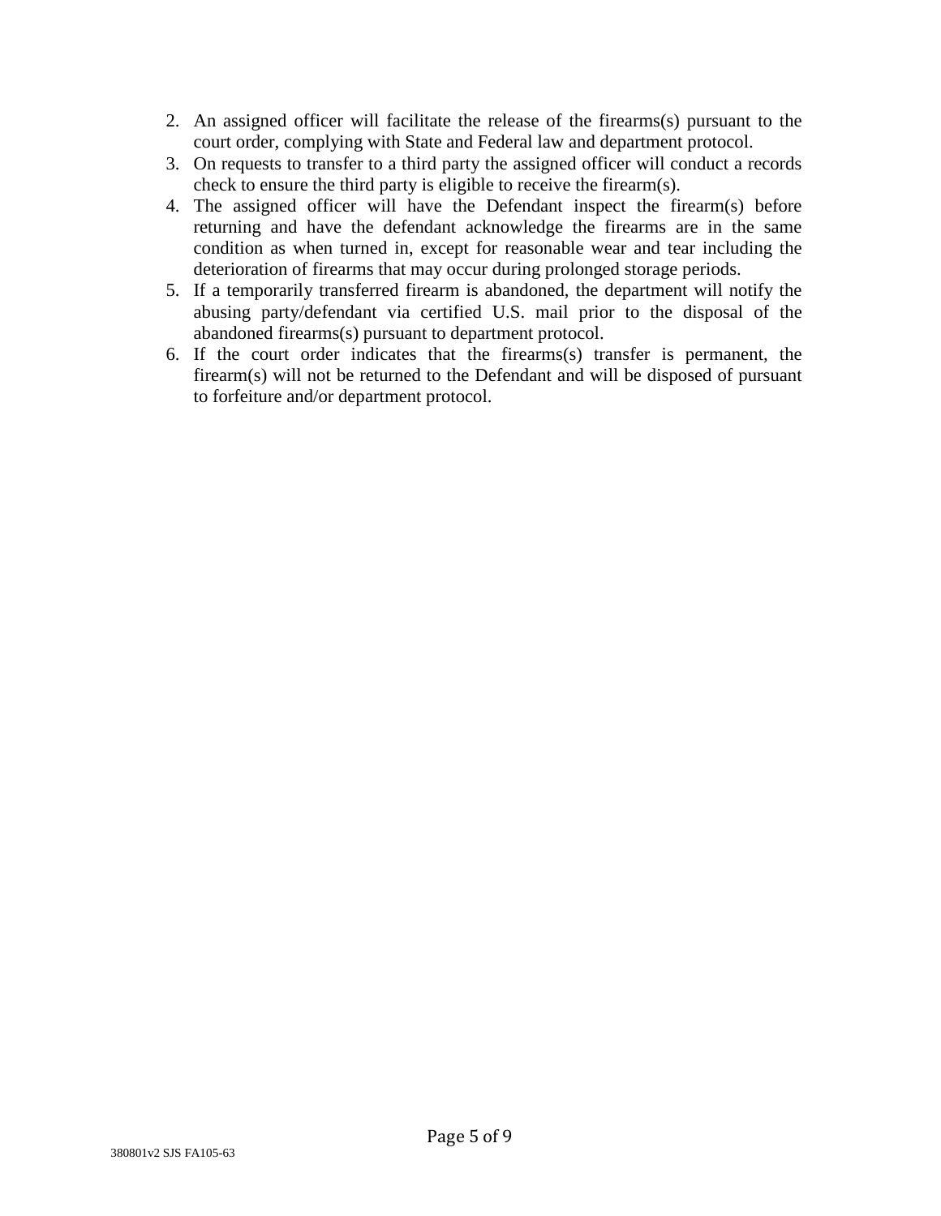2. An assigned officer will facilitate the release of the firearms(s) pursuant to the court order, complying with State and Federal law and department protocol.
3. On requests to transfer to a third party the assigned officer will conduct a records check to ensure the third party is eligible to receive the firearm(s).
4. The assigned officer will have the Defendant inspect the firearm(s) before returning and have the defendant acknowledge the firearms are in the same condition as when turned in, except for reasonable wear and tear including the deterioration of firearms that may occur during prolonged storage periods.
5. If a temporarily transferred firearm is abandoned, the department will notify the abusing party/defendant via certified U.S. mail prior to the disposal of the abandoned firearms(s) pursuant to department protocol.
6. If the court order indicates that the firearms(s) transfer is permanent, the firearm(s) will not be returned to the Defendant and will be disposed of pursuant to forfeiture and/or department protocol.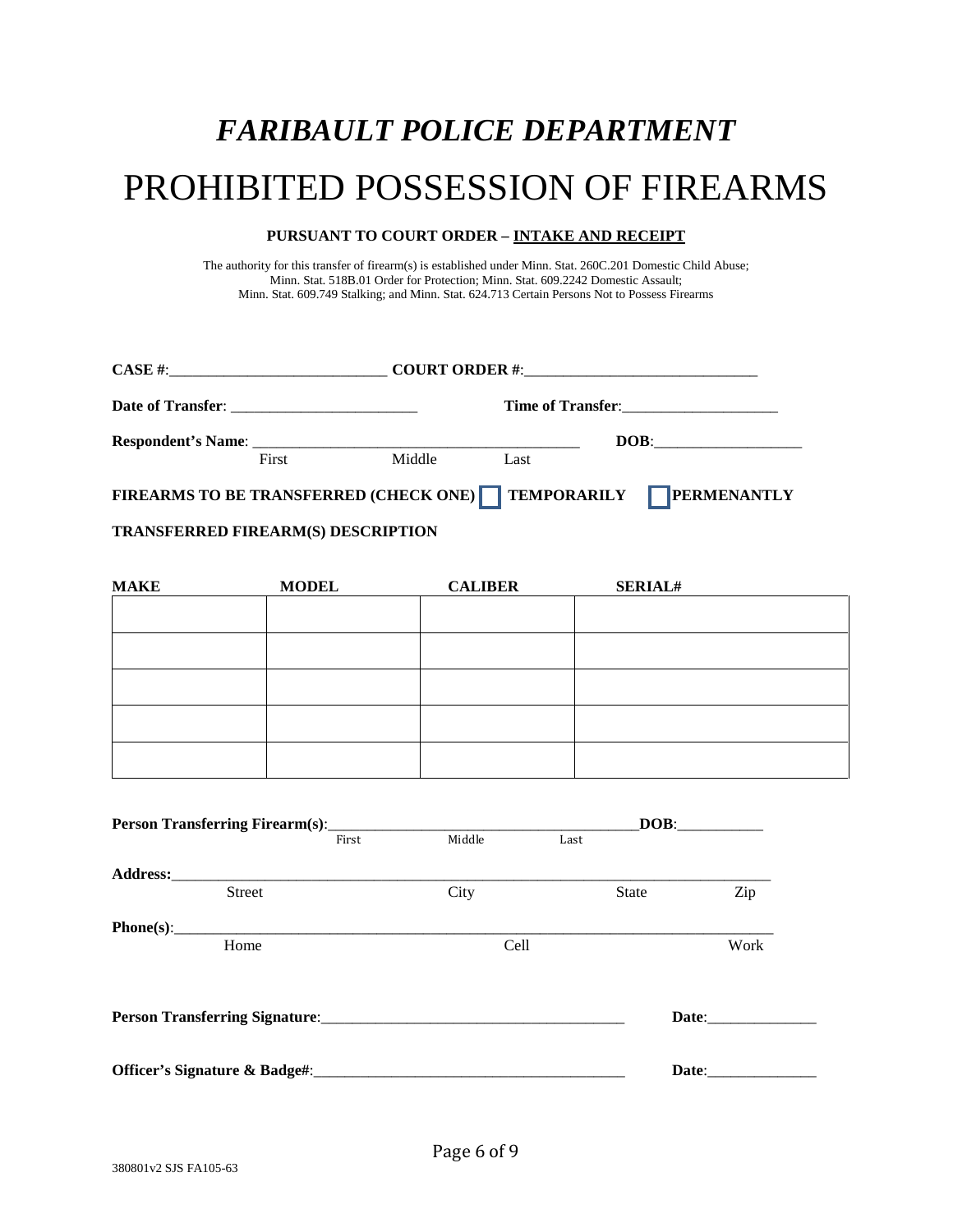# *FARIBAULT POLICE DEPARTMENT*

# PROHIBITED POSSESSION OF FIREARMS

**PURSUANT TO COURT ORDER – INTAKE AND RECEIPT**

The authority for this transfer of firearm(s) is established under Minn. Stat. 260C.201 Domestic Child Abuse; Minn. Stat. 518B.01 Order for Protection; Minn. Stat. 609.2242 Domestic Assault; Minn. Stat. 609.749 Stalking; and Minn. Stat. 624.713 Certain Persons Not to Possess Firearms

**CASE #**:____________________________ **COURT ORDER #**:______________________________

**Date of Transfer**: ________________________ **Time of Transfer**:____________________

**Respondent's Name**: __________________________________________ **DOB**:___________________
First Middle Last

**FIREARMS TO BE TRANSFERRED (CHECK ONE)** ☐ **TEMPORARILY** ☐ **PERMENANTLY**

**TRANSFERRED FIREARM(S) DESCRIPTION**

| MAKE | MODEL | CALIBER | SERIAL# |
|---|---|---|---|
| | | | |
| | | | |
| | | | |
| | | | |
| | | | |

**Person Transferring Firearm(s)**:________________________________________**DOB**:___________
First Middle Last

**Address:**___________________________________________________________________________
Street City State Zip

**Phone(s)**:__________________________________________________________________________
Home Cell Work

**Person Transferring Signature**:_______________________________________ **Date**:______________

**Officer's Signature & Badge#**:_______________________________________ **Date**:______________

380801v2 SJS FA105-63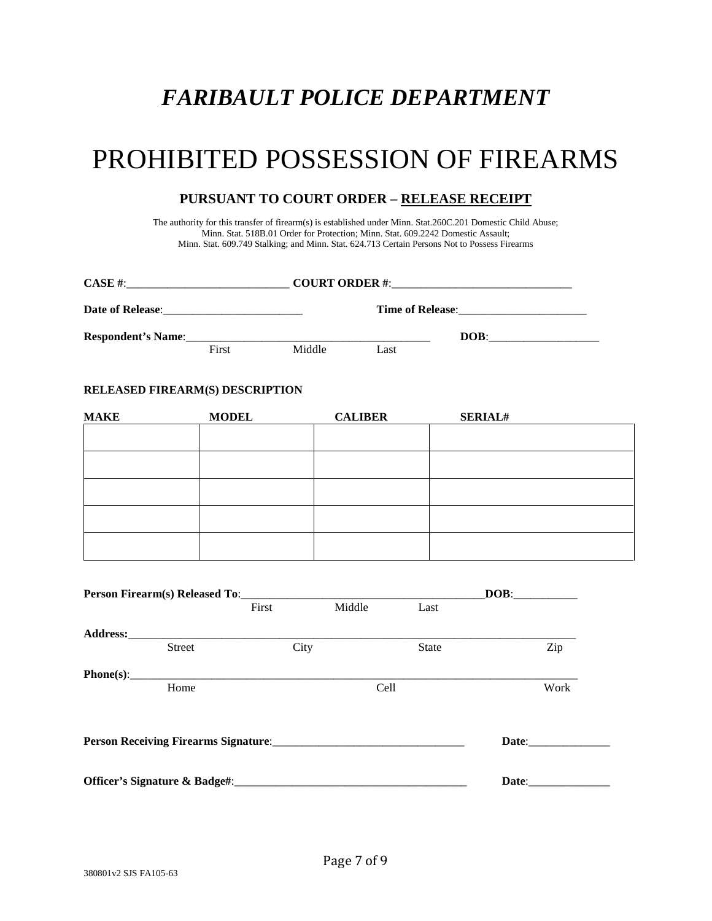# *FARIBAULT POLICE DEPARTMENT*

# PROHIBITED POSSESSION OF FIREARMS

### PURSUANT TO COURT ORDER – RELEASE RECEIPT

The authority for this transfer of firearm(s) is established under Minn. Stat.260C.201 Domestic Child Abuse; Minn. Stat. 518B.01 Order for Protection; Minn. Stat. 609.2242 Domestic Assault; Minn. Stat. 609.749 Stalking; and Minn. Stat. 624.713 Certain Persons Not to Possess Firearms

**CASE #**:_____________________________ **COURT ORDER #**:________________________________

**Date of Release**:_________________________ **Time of Release**:______________________

**Respondent's Name**:___________________________________________ **DOB**:___________________
First Middle Last

**RELEASED FIREARM(S) DESCRIPTION**

| MAKE | MODEL | CALIBER | SERIAL# |
|---|---|---|---|
| | | | |
| | | | |
| | | | |
| | | | |
| | | | |

**Person Firearm(s) Released To**:__________________________________________**DOB**:___________
First Middle Last

**Address:**____________________________________________________________________________
Street City State Zip

**Phone(s)**:____________________________________________________________________________
Home Cell Work

**Person Receiving Firearms Signature**:_________________________________ **Date**:______________

**Officer's Signature & Badge#**:_________________________________________ **Date**:______________

380801v2 SJS FA105-63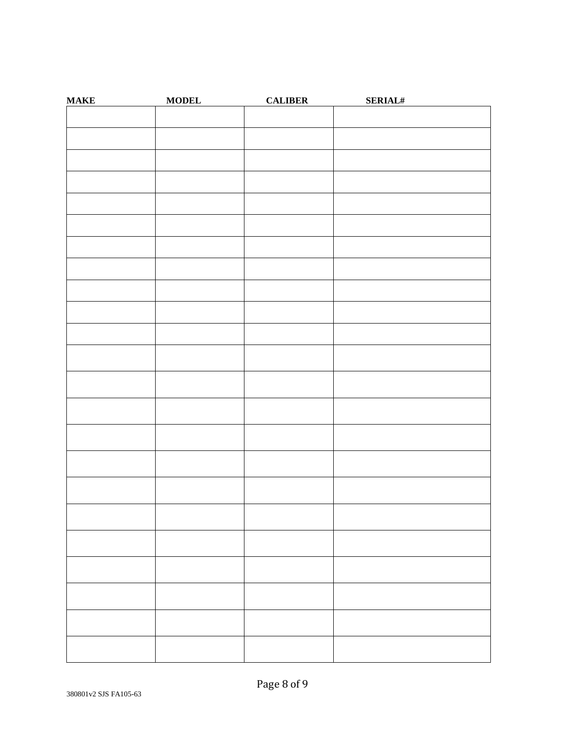| MAKE | MODEL | CALIBER | SERIAL# |
|---|---|---|---|
| | | | |
| | | | |
| | | | |
| | | | |
| | | | |
| | | | |
| | | | |
| | | | |
| | | | |
| | | | |
| | | | |
| | | | |
| | | | |
| | | | |
| | | | |
| | | | |
| | | | |
| | | | |
| | | | |
| | | | |
| | | | |
| | | | |
| | | | |
| | | | |
| | | | |
| | | | |

380801v2 SJS FA105-63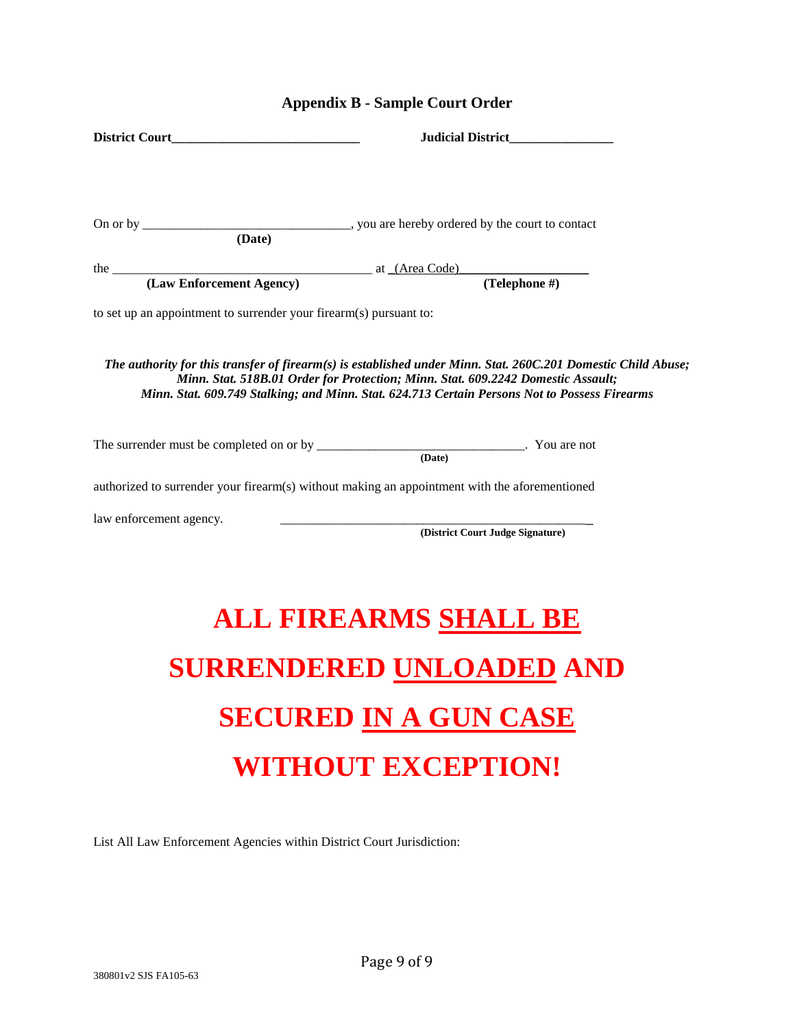## Appendix B - Sample Court Order

**District Court**_____________________________ **Judicial District**________________

On or by ________________________________, you are hereby ordered by the court to contact
**(Date)**

the _________________________________________ at _(Area Code)____________________
**(Law Enforcement Agency)** **(Telephone #)**

to set up an appointment to surrender your firearm(s) pursuant to:

***The authority for this transfer of firearm(s) is established under Minn. Stat. 260C.201 Domestic Child Abuse; Minn. Stat. 518B.01 Order for Protection; Minn. Stat. 609.2242 Domestic Assault; Minn. Stat. 609.749 Stalking; and Minn. Stat. 624.713 Certain Persons Not to Possess Firearms***

The surrender must be completed on or by ________________________________. You are not
**(Date)**

authorized to surrender your firearm(s) without making an appointment with the aforementioned

law enforcement agency.

__________________________________________________
**(District Court Judge Signature)**

# ALL FIREARMS SHALL BE SURRENDERED UNLOADED AND SECURED IN A GUN CASE WITHOUT EXCEPTION!

List All Law Enforcement Agencies within District Court Jurisdiction:

380801v2 SJS FA105-63